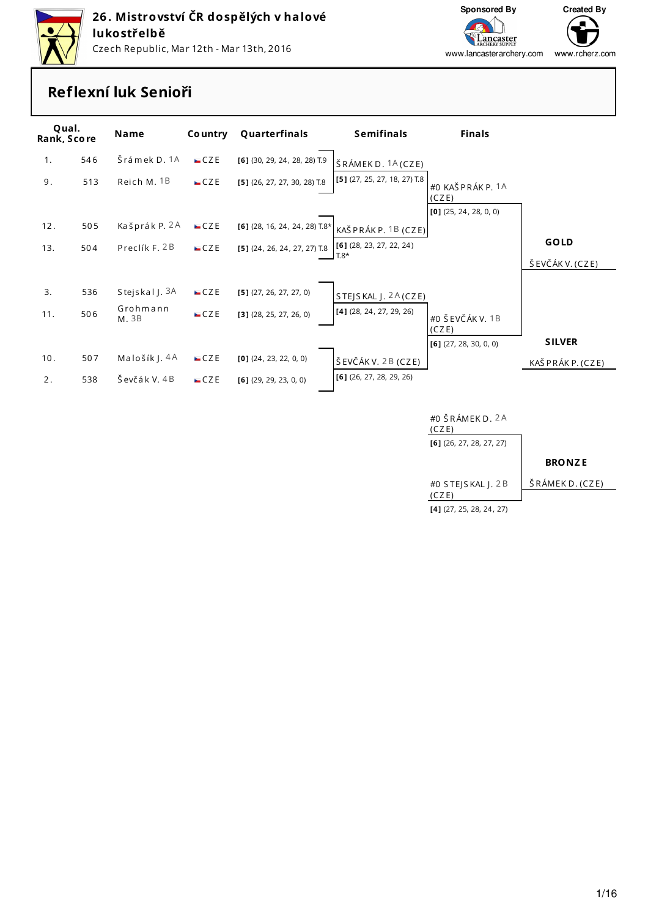# 26. Mistrovství ČR dospělých v halové lukostřelbě

Czech Republic, Mar 12th - Mar 13th, 2016

Sponsored By www.lancasterarchery.com

Created By www.rcherz.com

## Reflexní luk Senioři

| Qual. Rank | Score | Name | Country | Quarterfinals |
|---|---|---|---|---|
| 1. | 546 | Šrámek D. 1A | CZE | [6] (30, 29, 24, 28, 28) T.9 |
| 9. | 513 | Reich M. 1B | CZE | [5] (26, 27, 27, 30, 28) T.8 |
| 12. | 505 | Kašprák P. 2A | CZE | [6] (28, 16, 24, 24, 28) T.8* |
| 13. | 504 | Preclík F. 2B | CZE | [5] (24, 26, 24, 27, 27) T.8 |
| 3. | 536 | Stejskal J. 3A | CZE | [5] (27, 26, 27, 27, 0) |
| 11. | 506 | Grohmann M. 3B | CZE | [3] (28, 25, 27, 26, 0) |
| 10. | 507 | Malošík J. 4A | CZE | [0] (24, 23, 22, 0, 0) |
| 2. | 538 | Ševčák V. 4B | CZE | [6] (29, 29, 23, 0, 0) |

### Semifinals

| Archer | Result |
|---|---|
| ŠRÁMEK D. 1A (CZE) | [5] (27, 25, 27, 18, 27) T.8 |
| KAŠPRÁK P. 1B (CZE) | [6] (28, 23, 27, 22, 24) T.8* |
| STEJSKAL J. 2A (CZE) | [4] (28, 24, 27, 29, 26) |
| ŠEVČÁK V. 2B (CZE) | [6] (26, 27, 28, 29, 26) |

### Finals

| Archer | Result |
|---|---|
| #0 KAŠPRÁK P. 1A (CZE) | [0] (25, 24, 28, 0, 0) |
| #0 ŠEVČÁK V. 1B (CZE) | [6] (27, 28, 30, 0, 0) |

**GOLD**: ŠEVČÁK V. (CZE)

**SILVER**: KAŠPRÁK P. (CZE)

### Bronze Match

| Archer | Result |
|---|---|
| #0 ŠRÁMEK D. 2A (CZE) | [6] (26, 27, 28, 27, 27) |
| #0 STEJSKAL J. 2B (CZE) | [4] (27, 25, 28, 24, 27) |

**BRONZE**: ŠRÁMEK D. (CZE)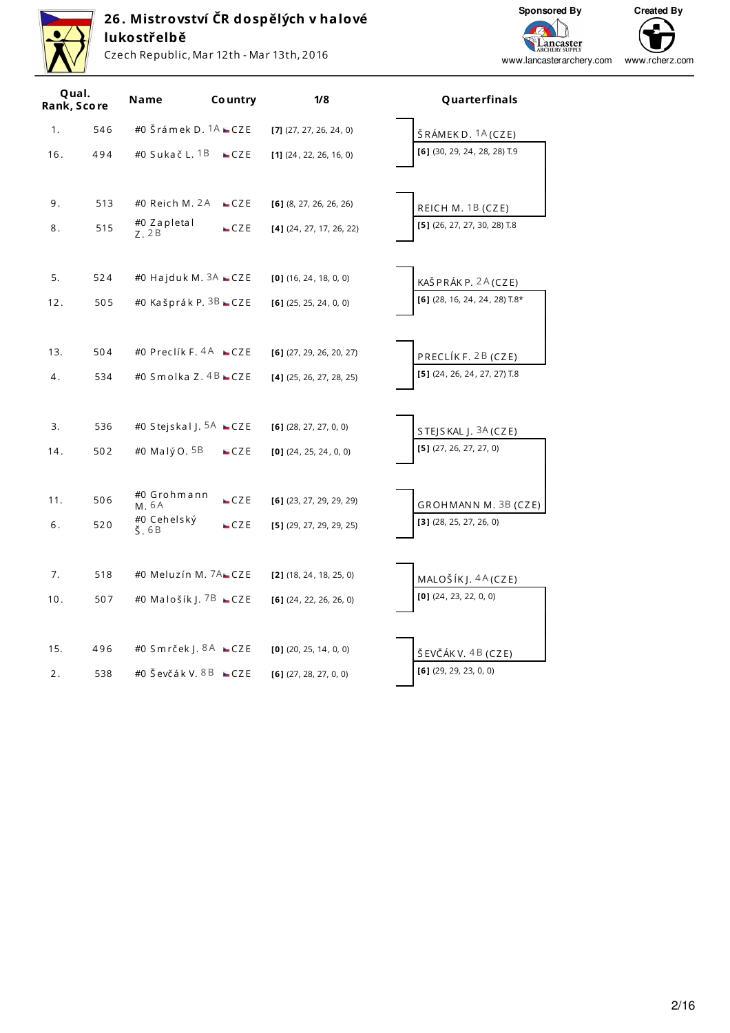# 26. Mistrovství ČR dospělých v halové lukostřelbě

Czech Republic, Mar 12th - Mar 13th, 2016

Sponsored By www.lancasterarchery.com

Created By www.rcherz.com

| Qual. Rank | Score | Name | Country | 1/8 | Quarterfinals |
|---|---|---|---|---|---|
| 1. | 546 | #0 Šrámek D. 1A | CZE | [7] (27, 27, 26, 24, 0) | ŠRÁMEK D. 1A (CZE) |
| 16. | 494 | #0 Sukač L. 1B | CZE | [1] (24, 22, 26, 16, 0) | [6] (30, 29, 24, 28, 28) T.9 |
| 9. | 513 | #0 Reich M. 2A | CZE | [6] (8, 27, 26, 26, 26) | REICH M. 1B (CZE) |
| 8. | 515 | #0 Zapletal Z. 2B | CZE | [4] (24, 27, 17, 26, 22) | [5] (26, 27, 27, 30, 28) T.8 |
| 5. | 524 | #0 Hajduk M. 3A | CZE | [0] (16, 24, 18, 0, 0) | KAŠPRÁK P. 2A (CZE) |
| 12. | 505 | #0 Kašprák P. 3B | CZE | [6] (25, 25, 24, 0, 0) | [6] (28, 16, 24, 24, 28) T.8* |
| 13. | 504 | #0 Preclík F. 4A | CZE | [6] (27, 29, 26, 20, 27) | PRECLÍK F. 2B (CZE) |
| 4. | 534 | #0 Smolka Z. 4B | CZE | [4] (25, 26, 27, 28, 25) | [5] (24, 26, 24, 27, 27) T.8 |
| 3. | 536 | #0 Stejskal J. 5A | CZE | [6] (28, 27, 27, 0, 0) | STEJSKAL J. 3A (CZE) |
| 14. | 502 | #0 Malý O. 5B | CZE | [0] (24, 25, 24, 0, 0) | [5] (27, 26, 27, 27, 0) |
| 11. | 506 | #0 Grohmann M. 6A | CZE | [6] (23, 27, 29, 29, 29) | GROHMANN M. 3B (CZE) |
| 6. | 520 | #0 Cehelský Š. 6B | CZE | [5] (29, 27, 29, 29, 25) | [3] (28, 25, 27, 26, 0) |
| 7. | 518 | #0 Meluzín M. 7A | CZE | [2] (18, 24, 18, 25, 0) | MALOŠÍK J. 4A (CZE) |
| 10. | 507 | #0 Malošík J. 7B | CZE | [6] (24, 22, 26, 26, 0) | [0] (24, 23, 22, 0, 0) |
| 15. | 496 | #0 Smrček J. 8A | CZE | [0] (20, 25, 14, 0, 0) | ŠEVČÁK V. 4B (CZE) |
| 2. | 538 | #0 Ševčák V. 8B | CZE | [6] (27, 28, 27, 0, 0) | [6] (29, 29, 23, 0, 0) |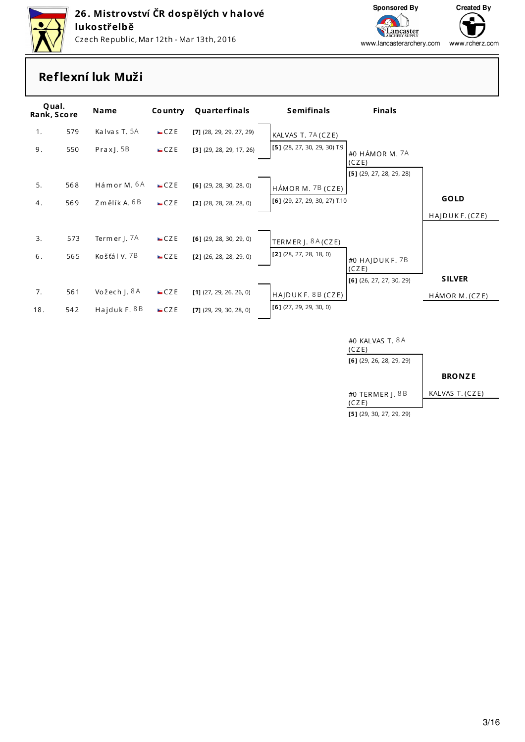# 26. Mistrovství ČR dospělých v halové lukostřelbě

Czech Republic, Mar 12th - Mar 13th, 2016

Sponsored By www.lancasterarchery.com

Created By www.rcherz.com

## Reflexní luk Muži

| Qual. Rank | Score | Name | Country | Quarterfinals |
|---|---|---|---|---|
| 1. | 579 | Kalvas T. 5A | CZE | [7] (28, 29, 29, 27, 29) |
| 9. | 550 | Prax J. 5B | CZE | [3] (29, 28, 29, 17, 26) |
| 5. | 568 | Hámor M. 6A | CZE | [6] (29, 28, 30, 28, 0) |
| 4. | 569 | Změlík A. 6B | CZE | [2] (28, 28, 28, 28, 0) |
| 3. | 573 | Termer J. 7A | CZE | [6] (29, 28, 30, 29, 0) |
| 6. | 565 | Košťál V. 7B | CZE | [2] (26, 28, 28, 29, 0) |
| 7. | 561 | Vožech J. 8A | CZE | [1] (27, 29, 26, 26, 0) |
| 18. | 542 | Hajduk F. 8B | CZE | [7] (29, 29, 30, 28, 0) |

### Semifinals

| Name | Score |
|---|---|
| KALVAS T. 7A (CZE) | [5] (28, 27, 30, 29, 30) T.9 |
| HÁMOR M. 7B (CZE) | [6] (29, 27, 29, 30, 27) T.10 |
| TERMER J. 8A (CZE) | [2] (28, 27, 28, 18, 0) |
| HAJDUK F. 8B (CZE) | [6] (27, 29, 29, 30, 0) |

### Finals

| Name | Score |
|---|---|
| #0 HÁMOR M. 7A (CZE) | [5] (29, 27, 28, 29, 28) |
| #0 HAJDUK F. 7B (CZE) | [6] (26, 27, 27, 30, 29) |
| #0 KALVAS T. 8A (CZE) | [6] (29, 26, 28, 29, 29) |
| #0 TERMER J. 8B (CZE) | [5] (29, 30, 27, 29, 29) |

**GOLD**

HAJDUK F. (CZE)

**SILVER**

HÁMOR M. (CZE)

**BRONZE**

KALVAS T. (CZE)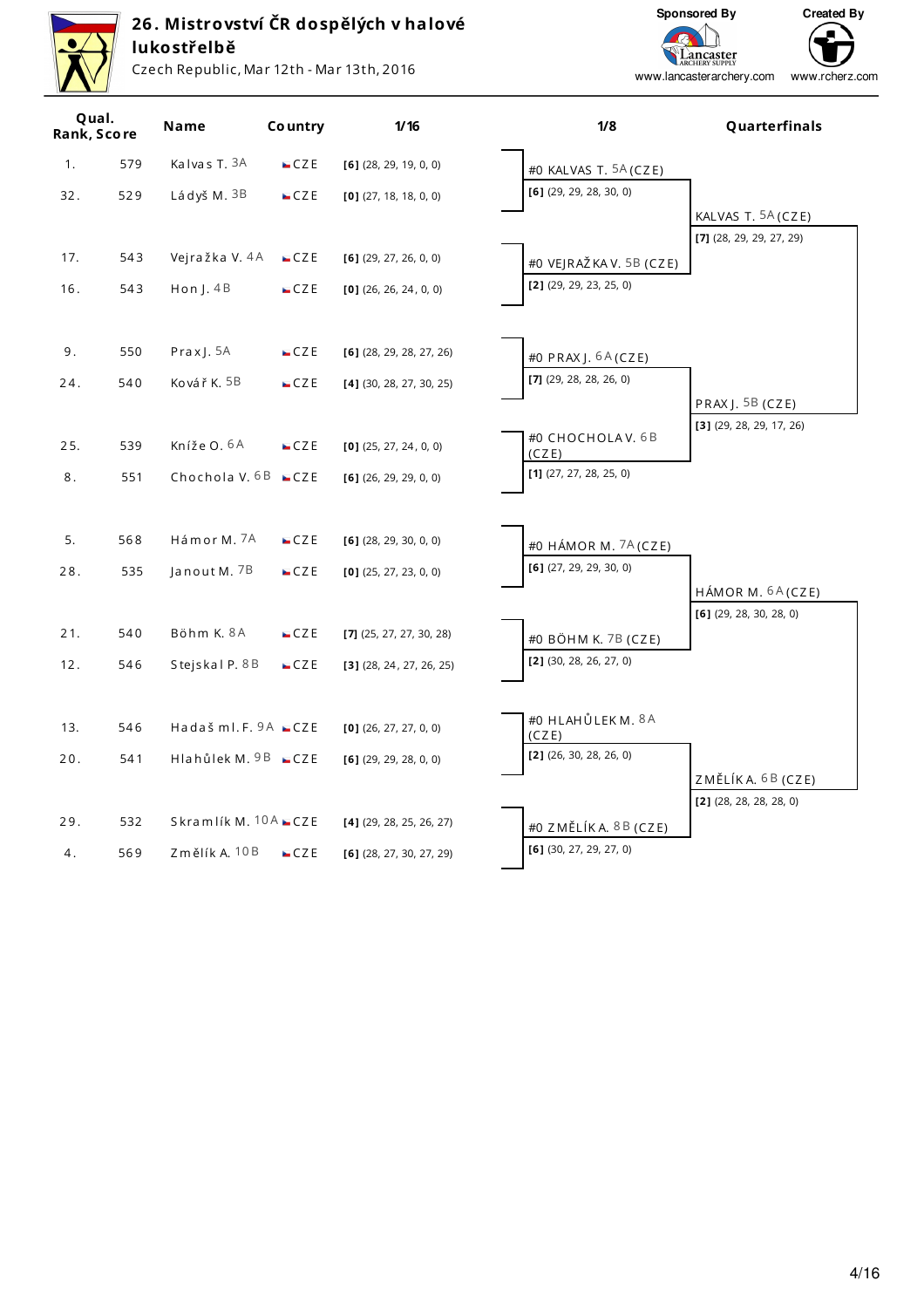# 26. Mistrovství ČR dospělých v halové lukostřelbě

Czech Republic, Mar 12th - Mar 13th, 2016

Sponsored By www.lancasterarchery.com — Created By www.rcherz.com

| Qual. Rank | Score | Name | Country | 1/16 |
|---|---|---|---|---|
| 1. | 579 | Kalvas T. 3A | CZE | [6] (28, 29, 19, 0, 0) |
| 32. | 529 | Ládyš M. 3B | CZE | [0] (27, 18, 18, 0, 0) |
| 17. | 543 | Vejražka V. 4A | CZE | [6] (29, 27, 26, 0, 0) |
| 16. | 543 | Hon J. 4B | CZE | [0] (26, 26, 24, 0, 0) |
| 9. | 550 | Prax J. 5A | CZE | [6] (28, 29, 28, 27, 26) |
| 24. | 540 | Kovář K. 5B | CZE | [4] (30, 28, 27, 30, 25) |
| 25. | 539 | Kníže O. 6A | CZE | [0] (25, 27, 24, 0, 0) |
| 8. | 551 | Chochola V. 6B | CZE | [6] (26, 29, 29, 0, 0) |
| 5. | 568 | Hámor M. 7A | CZE | [6] (28, 29, 30, 0, 0) |
| 28. | 535 | Janout M. 7B | CZE | [0] (25, 27, 23, 0, 0) |
| 21. | 540 | Böhm K. 8A | CZE | [7] (25, 27, 27, 30, 28) |
| 12. | 546 | Stejskal P. 8B | CZE | [3] (28, 24, 27, 26, 25) |
| 13. | 546 | Hadaš ml. F. 9A | CZE | [0] (26, 27, 27, 0, 0) |
| 20. | 541 | Hlahůlek M. 9B | CZE | [6] (29, 29, 28, 0, 0) |
| 29. | 532 | Skramlík M. 10A | CZE | [4] (29, 28, 25, 26, 27) |
| 4. | 569 | Změlík A. 10B | CZE | [6] (28, 27, 30, 27, 29) |

## 1/8

| Name | Score |
|---|---|
| #0 KALVAS T. 5A (CZE) | [6] (29, 29, 28, 30, 0) |
| #0 VEJRAŽKA V. 5B (CZE) | [2] (29, 29, 23, 25, 0) |
| #0 PRAX J. 6A (CZE) | [7] (29, 28, 28, 26, 0) |
| #0 CHOCHOLA V. 6B (CZE) | [1] (27, 27, 28, 25, 0) |
| #0 HÁMOR M. 7A (CZE) | [6] (27, 29, 29, 30, 0) |
| #0 BÖHM K. 7B (CZE) | [2] (30, 28, 26, 27, 0) |
| #0 HLAHŮLEK M. 8A (CZE) | [2] (26, 30, 28, 26, 0) |
| #0 ZMĚLÍK A. 8B (CZE) | [6] (30, 27, 29, 27, 0) |

## Quarterfinals

| Name | Score |
|---|---|
| KALVAS T. 5A (CZE) | [7] (28, 29, 29, 27, 29) |
| PRAX J. 5B (CZE) | [3] (29, 28, 29, 17, 26) |
| HÁMOR M. 6A (CZE) | [6] (29, 28, 30, 28, 0) |
| ZMĚLÍK A. 6B (CZE) | [2] (28, 28, 28, 28, 0) |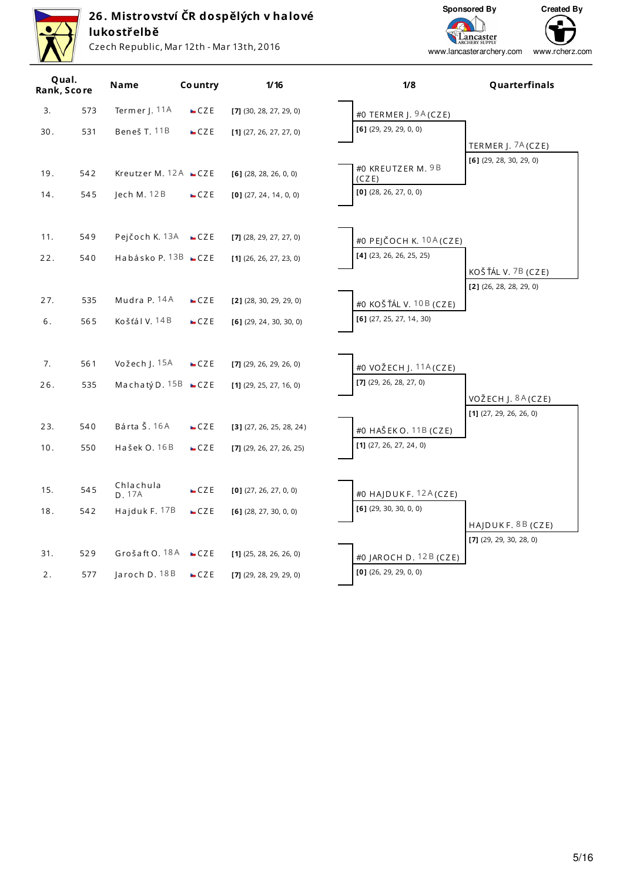# 26. Mistrovství ČR dospělých v halové lukostřelbě

Czech Republic, Mar 12th - Mar 13th, 2016

Sponsored By www.lancasterarchery.com — Created By www.rcherz.com

| Qual. Rank | Score | Name | Country | 1/16 |
|---|---|---|---|---|
| 3. | 573 | Termer J. 11A | CZE | [7] (30, 28, 27, 29, 0) |
| 30. | 531 | Beneš T. 11B | CZE | [1] (27, 26, 27, 27, 0) |
| 19. | 542 | Kreutzer M. 12A | CZE | [6] (28, 28, 26, 0, 0) |
| 14. | 545 | Jech M. 12B | CZE | [0] (27, 24, 14, 0, 0) |
| 11. | 549 | Pejčoch K. 13A | CZE | [7] (28, 29, 27, 27, 0) |
| 22. | 540 | Habásko P. 13B | CZE | [1] (26, 26, 27, 23, 0) |
| 27. | 535 | Mudra P. 14A | CZE | [2] (28, 30, 29, 29, 0) |
| 6. | 565 | Košťál V. 14B | CZE | [6] (29, 24, 30, 30, 0) |
| 7. | 561 | Vožech J. 15A | CZE | [7] (29, 26, 29, 26, 0) |
| 26. | 535 | Machatý D. 15B | CZE | [1] (29, 25, 27, 16, 0) |
| 23. | 540 | Bárta Š. 16A | CZE | [3] (27, 26, 25, 28, 24) |
| 10. | 550 | Hašek O. 16B | CZE | [7] (29, 26, 27, 26, 25) |
| 15. | 545 | Chlachula D. 17A | CZE | [0] (27, 26, 27, 0, 0) |
| 18. | 542 | Hajduk F. 17B | CZE | [6] (28, 27, 30, 0, 0) |
| 31. | 529 | Grošaft O. 18A | CZE | [1] (25, 28, 26, 26, 0) |
| 2. | 577 | Jaroch D. 18B | CZE | [7] (29, 28, 29, 29, 0) |

**1/8**

| Match | Score |
|---|---|
| #0 TERMER J. 9A (CZE) | [6] (29, 29, 29, 0, 0) |
| #0 KREUTZER M. 9B (CZE) | [0] (28, 26, 27, 0, 0) |
| #0 PEJČOCH K. 10A (CZE) | [4] (23, 26, 26, 25, 25) |
| #0 KOŠŤÁL V. 10B (CZE) | [6] (27, 25, 27, 14, 30) |
| #0 VOŽECH J. 11A (CZE) | [7] (29, 26, 28, 27, 0) |
| #0 HAŠEK O. 11B (CZE) | [1] (27, 26, 27, 24, 0) |
| #0 HAJDUK F. 12A (CZE) | [6] (29, 30, 30, 0, 0) |
| #0 JAROCH D. 12B (CZE) | [0] (26, 29, 29, 0, 0) |

**Quarterfinals**

| Match | Score |
|---|---|
| TERMER J. 7A (CZE) | [6] (29, 28, 30, 29, 0) |
| KOŠŤÁL V. 7B (CZE) | [2] (26, 28, 28, 29, 0) |
| VOŽECH J. 8A (CZE) | [1] (27, 29, 26, 26, 0) |
| HAJDUK F. 8B (CZE) | [7] (29, 29, 30, 28, 0) |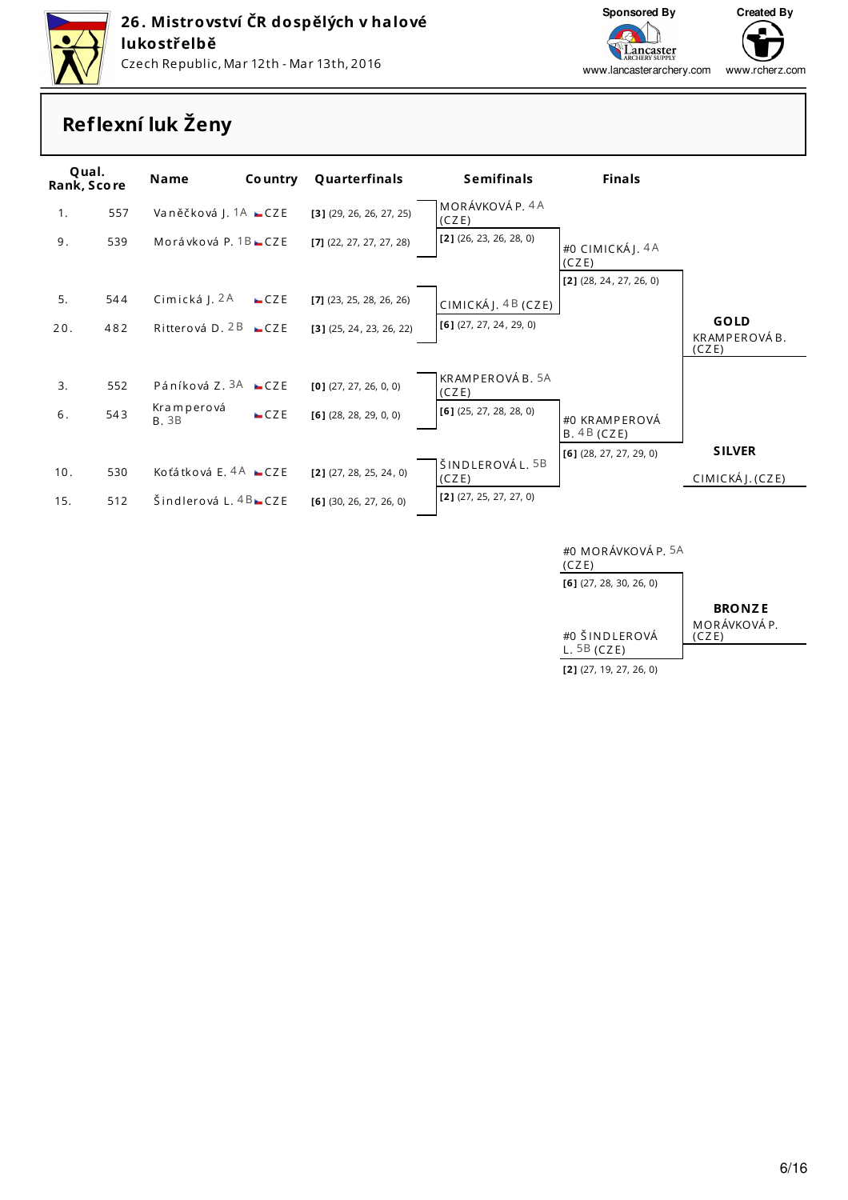**26. Mistrovství ČR dospělých v halové lukostřelbě**

Czech Republic, Mar 12th - Mar 13th, 2016

Sponsored By www.lancasterarchery.com — Created By www.rcherz.com

## Reflexní luk Ženy

| Qual. Rank | Score | Name | Country | Quarterfinals |
|---|---|---|---|---|
| 1. | 557 | Vaněčková J. 1A | CZE | [3] (29, 26, 26, 27, 25) |
| 9. | 539 | Morávková P. 1B | CZE | [7] (22, 27, 27, 27, 28) |
| 5. | 544 | Cimická J. 2A | CZE | [7] (23, 25, 28, 26, 26) |
| 20. | 482 | Ritterová D. 2B | CZE | [3] (25, 24, 23, 26, 22) |
| 3. | 552 | Páníková Z. 3A | CZE | [0] (27, 27, 26, 0, 0) |
| 6. | 543 | Kramperová B. 3B | CZE | [6] (28, 28, 29, 0, 0) |
| 10. | 530 | Koťátková E. 4A | CZE | [2] (27, 28, 25, 24, 0) |
| 15. | 512 | Šindlerová L. 4B | CZE | [6] (30, 26, 27, 26, 0) |

### Semifinals

| Name | Score |
|---|---|
| MORÁVKOVÁ P. 4A (CZE) | [2] (26, 23, 26, 28, 0) |
| CIMICKÁ J. 4B (CZE) | [6] (27, 27, 24, 29, 0) |
| KRAMPEROVÁ B. 5A (CZE) | [6] (25, 27, 28, 28, 0) |
| ŠINDLEROVÁ L. 5B (CZE) | [2] (27, 25, 27, 27, 0) |

### Finals

| Name | Score |
|---|---|
| #0 CIMICKÁ J. 4A (CZE) | [2] (28, 24, 27, 26, 0) |
| #0 KRAMPEROVÁ B. 4B (CZE) | [6] (28, 27, 27, 29, 0) |

### Bronze Match

| Name | Score |
|---|---|
| #0 MORÁVKOVÁ P. 5A (CZE) | [6] (27, 28, 30, 26, 0) |
| #0 ŠINDLEROVÁ L. 5B (CZE) | [2] (27, 19, 27, 26, 0) |

**GOLD**
KRAMPEROVÁ B. (CZE)

**SILVER**
CIMICKÁ J. (CZE)

**BRONZE**
MORÁVKOVÁ P. (CZE)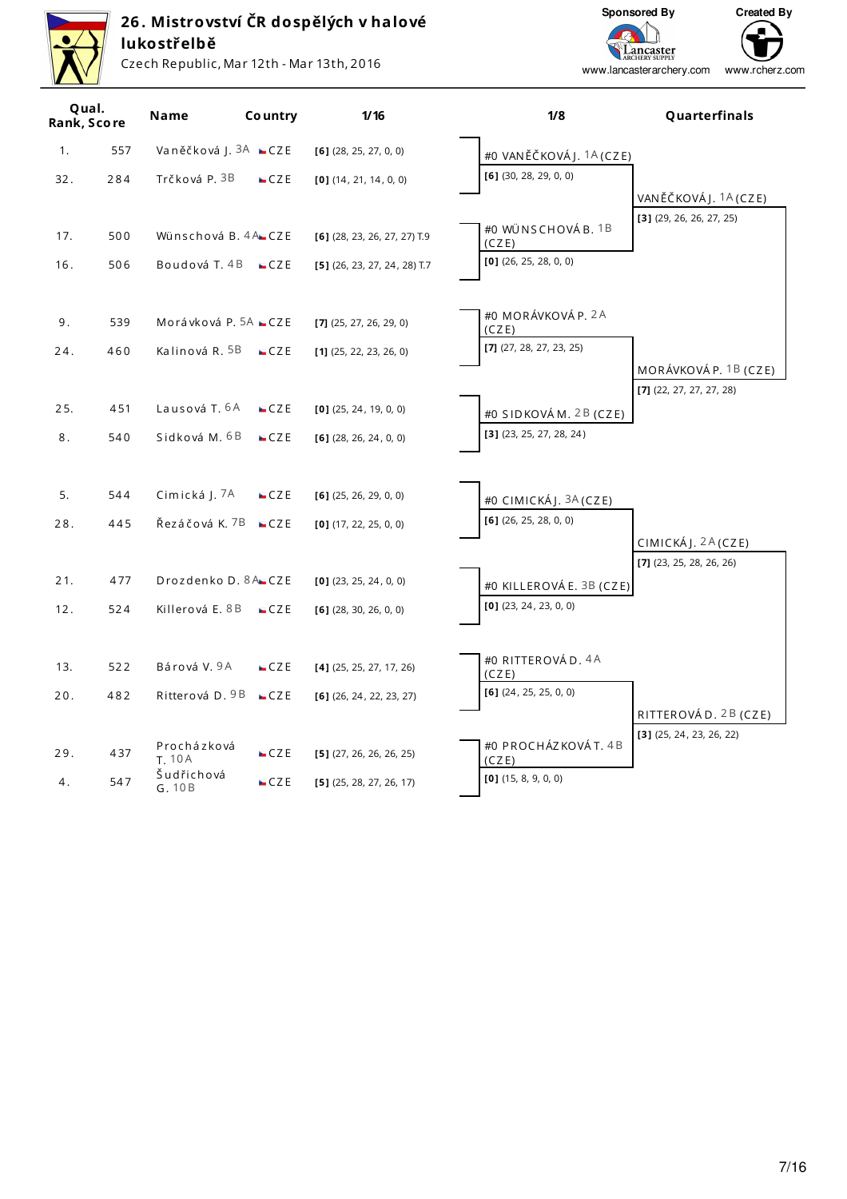# 26. Mistrovství ČR dospělých v halové lukostřelbě

Czech Republic, Mar 12th - Mar 13th, 2016

Sponsored By: www.lancasterarchery.com
Created By: www.rcherz.com

| Qual. Rank | Score | Name | Country | 1/16 |
|---|---|---|---|---|
| 1. | 557 | Vaněčková J. 3A | CZE | [6] (28, 25, 27, 0, 0) |
| 32. | 284 | Trčková P. 3B | CZE | [0] (14, 21, 14, 0, 0) |
| 17. | 500 | Wünschová B. 4A | CZE | [6] (28, 23, 26, 27, 27) T.9 |
| 16. | 506 | Boudová T. 4B | CZE | [5] (26, 23, 27, 24, 28) T.7 |
| 9. | 539 | Morávková P. 5A | CZE | [7] (25, 27, 26, 29, 0) |
| 24. | 460 | Kalinová R. 5B | CZE | [1] (25, 22, 23, 26, 0) |
| 25. | 451 | Lausová T. 6A | CZE | [0] (25, 24, 19, 0, 0) |
| 8. | 540 | Sidková M. 6B | CZE | [6] (28, 26, 24, 0, 0) |
| 5. | 544 | Cimická J. 7A | CZE | [6] (25, 26, 29, 0, 0) |
| 28. | 445 | Řezáčová K. 7B | CZE | [0] (17, 22, 25, 0, 0) |
| 21. | 477 | Drozdenko D. 8A | CZE | [0] (23, 25, 24, 0, 0) |
| 12. | 524 | Killerová E. 8B | CZE | [6] (28, 30, 26, 0, 0) |
| 13. | 522 | Bárová V. 9A | CZE | [4] (25, 25, 27, 17, 26) |
| 20. | 482 | Ritterová D. 9B | CZE | [6] (26, 24, 22, 23, 27) |
| 29. | 437 | Procházková T. 10A | CZE | [5] (27, 26, 26, 26, 25) |
| 4. | 547 | Šudřichová G. 10B | CZE | [5] (25, 28, 27, 26, 17) |

## 1/8

| Name | Result |
|---|---|
| #0 VANĚČKOVÁ J. 1A (CZE) | [6] (30, 28, 29, 0, 0) |
| #0 WÜNSCHOVÁ B. 1B (CZE) | [0] (26, 25, 28, 0, 0) |
| #0 MORÁVKOVÁ P. 2A (CZE) | [7] (27, 28, 27, 23, 25) |
| #0 SIDKOVÁ M. 2B (CZE) | [3] (23, 25, 27, 28, 24) |
| #0 CIMICKÁ J. 3A (CZE) | [6] (26, 25, 28, 0, 0) |
| #0 KILLEROVÁ E. 3B (CZE) | [0] (23, 24, 23, 0, 0) |
| #0 RITTEROVÁ D. 4A (CZE) | [6] (24, 25, 25, 0, 0) |
| #0 PROCHÁZKOVÁ T. 4B (CZE) | [0] (15, 8, 9, 0, 0) |

## Quarterfinals

| Name | Result |
|---|---|
| VANĚČKOVÁ J. 1A (CZE) | [3] (29, 26, 26, 27, 25) |
| MORÁVKOVÁ P. 1B (CZE) | [7] (22, 27, 27, 27, 28) |
| CIMICKÁ J. 2A (CZE) | [7] (23, 25, 28, 26, 26) |
| RITTEROVÁ D. 2B (CZE) | [3] (25, 24, 23, 26, 22) |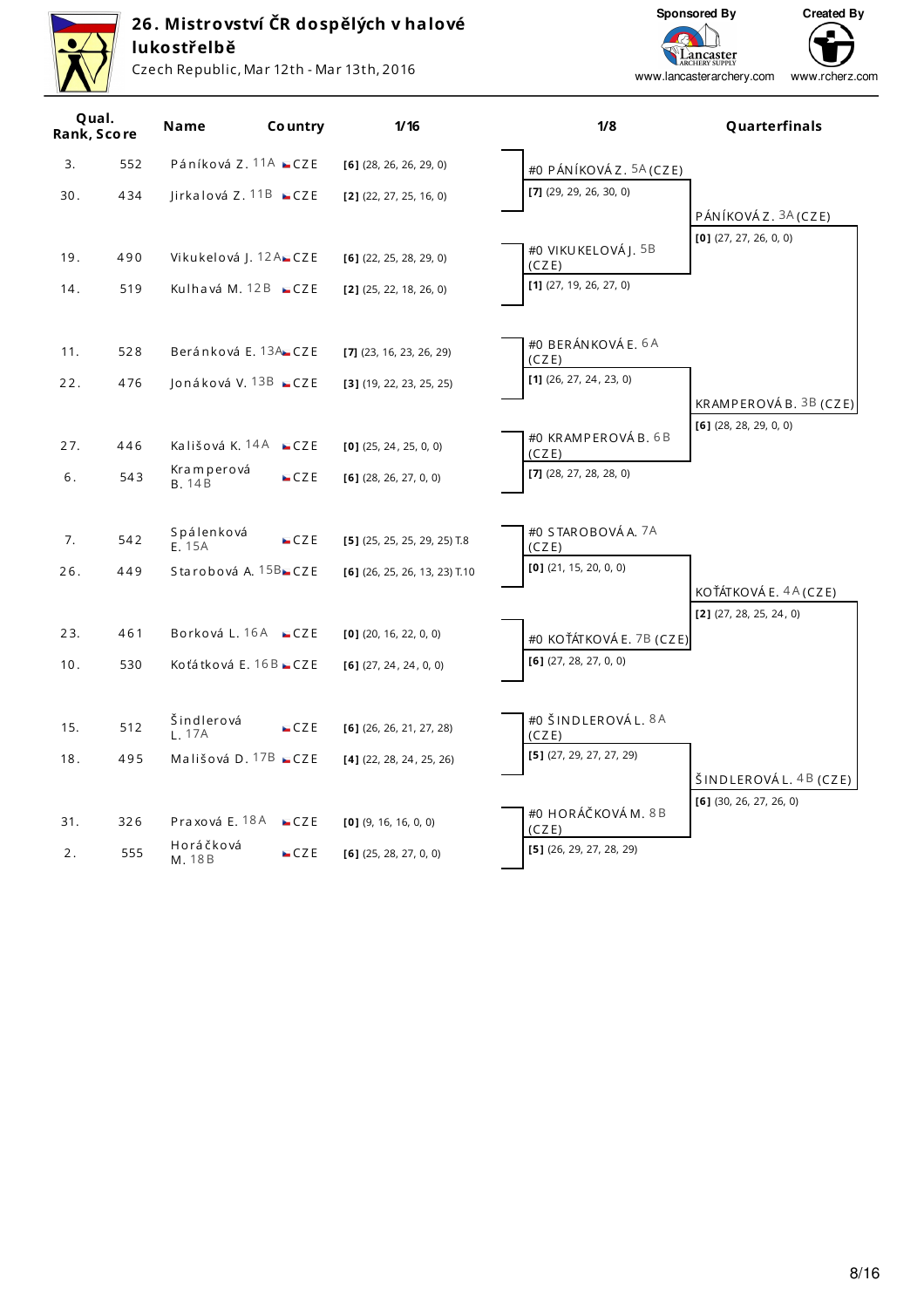# 26. Mistrovství ČR dospělých v halové lukostřelbě

Czech Republic, Mar 12th - Mar 13th, 2016

Sponsored By: www.lancasterarchery.com

Created By: www.rcherz.com

| Qual. Rank | Score | Name | Country | 1/16 |
|---|---|---|---|---|
| 3. | 552 | Páníková Z. 11A | CZE | [6] (28, 26, 26, 29, 0) |
| 30. | 434 | Jirkalová Z. 11B | CZE | [2] (22, 27, 25, 16, 0) |
| 19. | 490 | Vikukelová J. 12A | CZE | [6] (22, 25, 28, 29, 0) |
| 14. | 519 | Kulhavá M. 12B | CZE | [2] (25, 22, 18, 26, 0) |
| 11. | 528 | Beránková E. 13A | CZE | [7] (23, 16, 23, 26, 29) |
| 22. | 476 | Jonáková V. 13B | CZE | [3] (19, 22, 23, 25, 25) |
| 27. | 446 | Kališová K. 14A | CZE | [0] (25, 24, 25, 0, 0) |
| 6. | 543 | Kramperová B. 14B | CZE | [6] (28, 26, 27, 0, 0) |
| 7. | 542 | Spálenková E. 15A | CZE | [5] (25, 25, 25, 29, 25) T.8 |
| 26. | 449 | Starobová A. 15B | CZE | [6] (26, 25, 26, 13, 23) T.10 |
| 23. | 461 | Borková L. 16A | CZE | [0] (20, 16, 22, 0, 0) |
| 10. | 530 | Koťátková E. 16B | CZE | [6] (27, 24, 24, 0, 0) |
| 15. | 512 | Šindlerová L. 17A | CZE | [6] (26, 26, 21, 27, 28) |
| 18. | 495 | Mališová D. 17B | CZE | [4] (22, 28, 24, 25, 26) |
| 31. | 326 | Praxová E. 18A | CZE | [0] (9, 16, 16, 0, 0) |
| 2. | 555 | Horáčková M. 18B | CZE | [6] (25, 28, 27, 0, 0) |

## 1/8

| Match | Name | Score |
|---|---|---|
| 5A | #0 PÁNÍKOVÁ Z. (CZE) | [7] (29, 29, 26, 30, 0) |
| 5B | #0 VIKUKELOVÁ J. (CZE) | [1] (27, 19, 26, 27, 0) |
| 6A | #0 BERÁNKOVÁ E. (CZE) | [1] (26, 27, 24, 23, 0) |
| 6B | #0 KRAMPEROVÁ B. (CZE) | [7] (28, 27, 28, 28, 0) |
| 7A | #0 STAROBOVÁ A. (CZE) | [0] (21, 15, 20, 0, 0) |
| 7B | #0 KOŤÁTKOVÁ E. (CZE) | [6] (27, 28, 27, 0, 0) |
| 8A | #0 ŠINDLEROVÁ L. (CZE) | [5] (27, 29, 27, 27, 29) |
| 8B | #0 HORÁČKOVÁ M. (CZE) | [5] (26, 29, 27, 28, 29) |

## Quarterfinals

| Match | Name | Score |
|---|---|---|
| 3A | PÁNÍKOVÁ Z. (CZE) | [0] (27, 27, 26, 0, 0) |
| 3B | KRAMPEROVÁ B. (CZE) | [6] (28, 28, 29, 0, 0) |
| 4A | KOŤÁTKOVÁ E. (CZE) | [2] (27, 28, 25, 24, 0) |
| 4B | ŠINDLEROVÁ L. (CZE) | [6] (30, 26, 27, 26, 0) |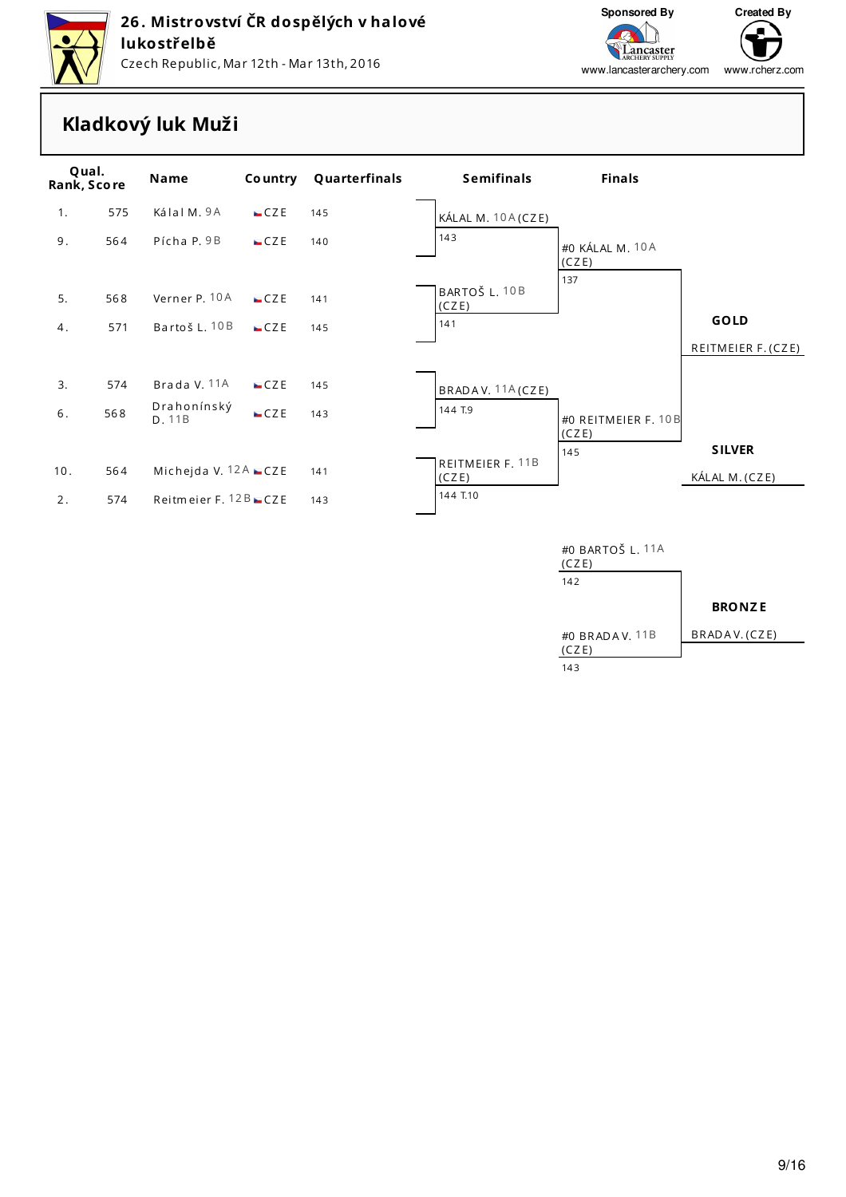# 26. Mistrovství ČR dospělých v halové lukostřelbě

Czech Republic, Mar 12th - Mar 13th, 2016

Sponsored By www.lancasterarchery.com

Created By www.rcherz.com

## Kladkový luk Muži

| Qual. Rank | Score | Name | Country | Quarterfinals |
|---|---|---|---|---|
| 1. | 575 | Kálal M. 9A | CZE | 145 |
| 9. | 564 | Pícha P. 9B | CZE | 140 |
| 5. | 568 | Verner P. 10A | CZE | 141 |
| 4. | 571 | Bartoš L. 10B | CZE | 145 |
| 3. | 574 | Brada V. 11A | CZE | 145 |
| 6. | 568 | Drahonínský D. 11B | CZE | 143 |
| 10. | 564 | Michejda V. 12A | CZE | 141 |
| 2. | 574 | Reitmeier F. 12B | CZE | 143 |

### Semifinals

| Name | Score |
|---|---|
| KÁLAL M. 10A (CZE) | 143 |
| BARTOŠ L. 10B (CZE) | 141 |
| BRADA V. 11A (CZE) | 144 T.9 |
| REITMEIER F. 11B (CZE) | 144 T.10 |

### Finals

| Name | Score |
|---|---|
| #0 KÁLAL M. 10A (CZE) | 137 |
| #0 REITMEIER F. 10B (CZE) | 145 |

### Bronze match

| Name | Score |
|---|---|
| #0 BARTOŠ L. 11A (CZE) | 142 |
| #0 BRADA V. 11B (CZE) | 143 |

**GOLD**: REITMEIER F. (CZE)

**SILVER**: KÁLAL M. (CZE)

**BRONZE**: BRADA V. (CZE)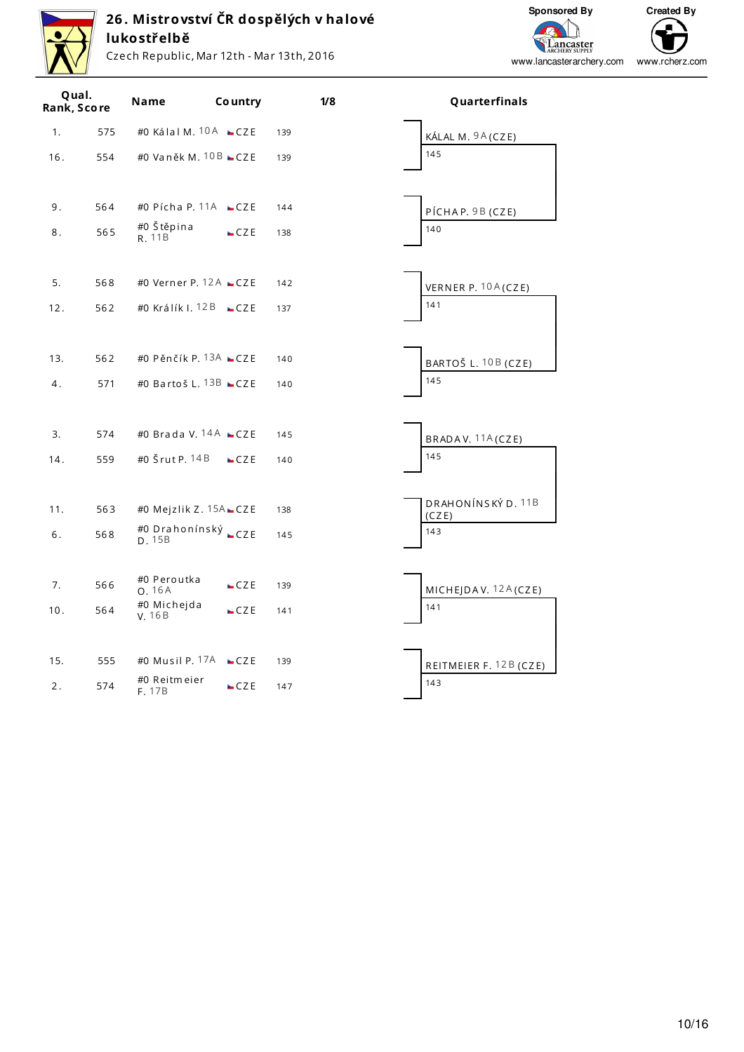# 26. Mistrovství ČR dospělých v halové lukostřelbě

Czech Republic, Mar 12th - Mar 13th, 2016

Sponsored By: www.lancasterarchery.com
Created By: www.rcherz.com

| Qual. Rank | Score | Name | Country | 1/8 |
|---|---|---|---|---|
| 1. | 575 | #0 Kálal M. 10A | CZE | 139 |
| 16. | 554 | #0 Vaněk M. 10B | CZE | 139 |
| 9. | 564 | #0 Pícha P. 11A | CZE | 144 |
| 8. | 565 | #0 Štěpina R. 11B | CZE | 138 |
| 5. | 568 | #0 Verner P. 12A | CZE | 142 |
| 12. | 562 | #0 Králík I. 12B | CZE | 137 |
| 13. | 562 | #0 Pěnčík P. 13A | CZE | 140 |
| 4. | 571 | #0 Bartoš L. 13B | CZE | 140 |
| 3. | 574 | #0 Brada V. 14A | CZE | 145 |
| 14. | 559 | #0 Šrut P. 14B | CZE | 140 |
| 11. | 563 | #0 Mejzlik Z. 15A | CZE | 138 |
| 6. | 568 | #0 Drahonínský D. 15B | CZE | 145 |
| 7. | 566 | #0 Peroutka O. 16A | CZE | 139 |
| 10. | 564 | #0 Michejda V. 16B | CZE | 141 |
| 15. | 555 | #0 Musil P. 17A | CZE | 139 |
| 2. | 574 | #0 Reitmeier F. 17B | CZE | 147 |

**Quarterfinals**

| Name | Score |
|---|---|
| KÁLAL M. 9A (CZE) | 145 |
| PÍCHA P. 9B (CZE) | 140 |
| VERNER P. 10A (CZE) | 141 |
| BARTOŠ L. 10B (CZE) | 145 |
| BRADA V. 11A (CZE) | 145 |
| DRAHONÍNSKÝ D. 11B (CZE) | 143 |
| MICHEJDA V. 12A (CZE) | 141 |
| REITMEIER F. 12B (CZE) | 143 |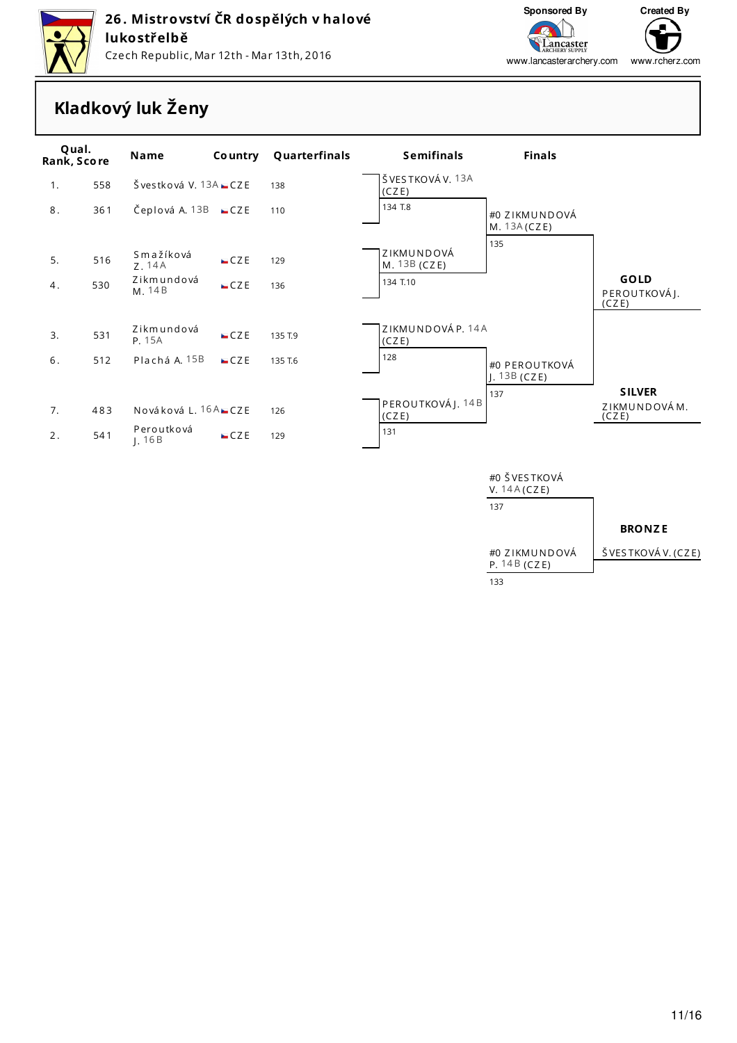# 26. Mistrovství ČR dospělých v halové lukostřelbě

Czech Republic, Mar 12th - Mar 13th, 2016

Sponsored By: www.lancasterarchery.com

Created By: www.rcherz.com

## Kladkový luk Ženy

| Qual. Rank | Score | Name | Country | Quarterfinals |
|---|---|---|---|---|
| 1. | 558 | Švestková V. 13A | CZE | 138 |
| 8. | 361 | Čeplová A. 13B | CZE | 110 |
| 5. | 516 | Smažíková Z. 14A | CZE | 129 |
| 4. | 530 | Zikmundová M. 14B | CZE | 136 |
| 3. | 531 | Zikmundová P. 15A | CZE | 135 T.9 |
| 6. | 512 | Plachá A. 15B | CZE | 135 T.6 |
| 7. | 483 | Nováková L. 16A | CZE | 126 |
| 2. | 541 | Peroutková J. 16B | CZE | 129 |

### Semifinals

| Archer | Score |
|---|---|
| ŠVESTKOVÁ V. 13A (CZE) | 134 T.8 |
| ZIKMUNDOVÁ M. 13B (CZE) | 134 T.10 |
| ZIKMUNDOVÁ P. 14A (CZE) | 128 |
| PEROUTKOVÁ J. 14B (CZE) | 131 |

### Finals

| Archer | Score |
|---|---|
| #0 ZIKMUNDOVÁ M. 13A (CZE) | 135 |
| #0 PEROUTKOVÁ J. 13B (CZE) | 137 |

### Bronze match

| Archer | Score |
|---|---|
| #0 ŠVESTKOVÁ V. 14A (CZE) | 137 |
| #0 ZIKMUNDOVÁ P. 14B (CZE) | 133 |

**GOLD**
PEROUTKOVÁ J. (CZE)

**SILVER**
ZIKMUNDOVÁ M. (CZE)

**BRONZE**
ŠVESTKOVÁ V. (CZE)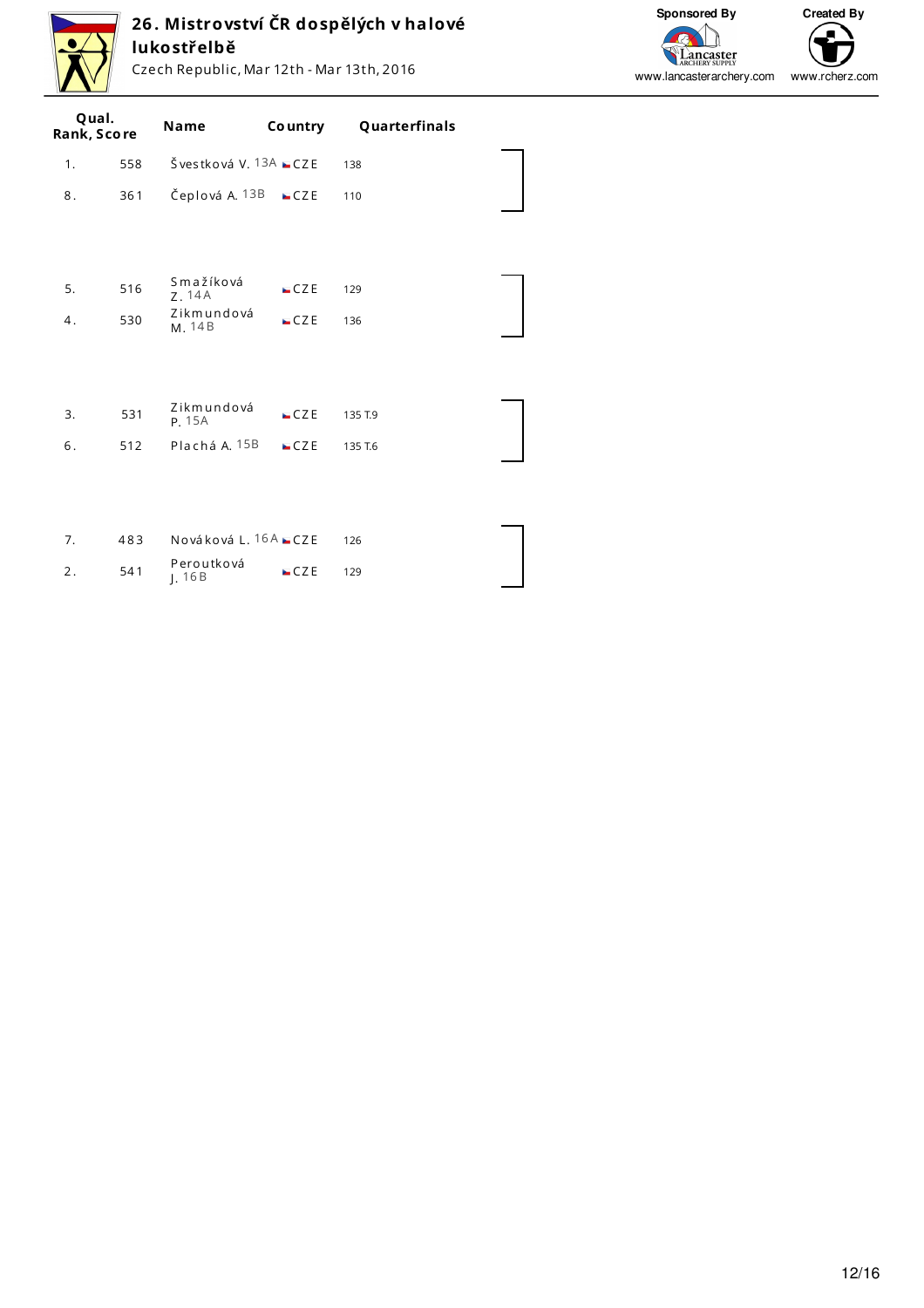# 26. Mistrovství ČR dospělých v halové lukostřelbě

Czech Republic, Mar 12th - Mar 13th, 2016

Sponsored By www.lancasterarchery.com — Created By www.rcherz.com

| Qual. Rank | Score | Name | Country | Quarterfinals |
|---|---|---|---|---|
| 1. | 558 | Švestková V. 13A | CZE | 138 |
| 8. | 361 | Čeplová A. 13B | CZE | 110 |
| | | | | |
| 5. | 516 | Smažíková Z. 14A | CZE | 129 |
| 4. | 530 | Zikmundová M. 14B | CZE | 136 |
| | | | | |
| 3. | 531 | Zikmundová P. 15A | CZE | 135 T.9 |
| 6. | 512 | Plachá A. 15B | CZE | 135 T.6 |
| | | | | |
| 7. | 483 | Nováková L. 16A | CZE | 126 |
| 2. | 541 | Peroutková J. 16B | CZE | 129 |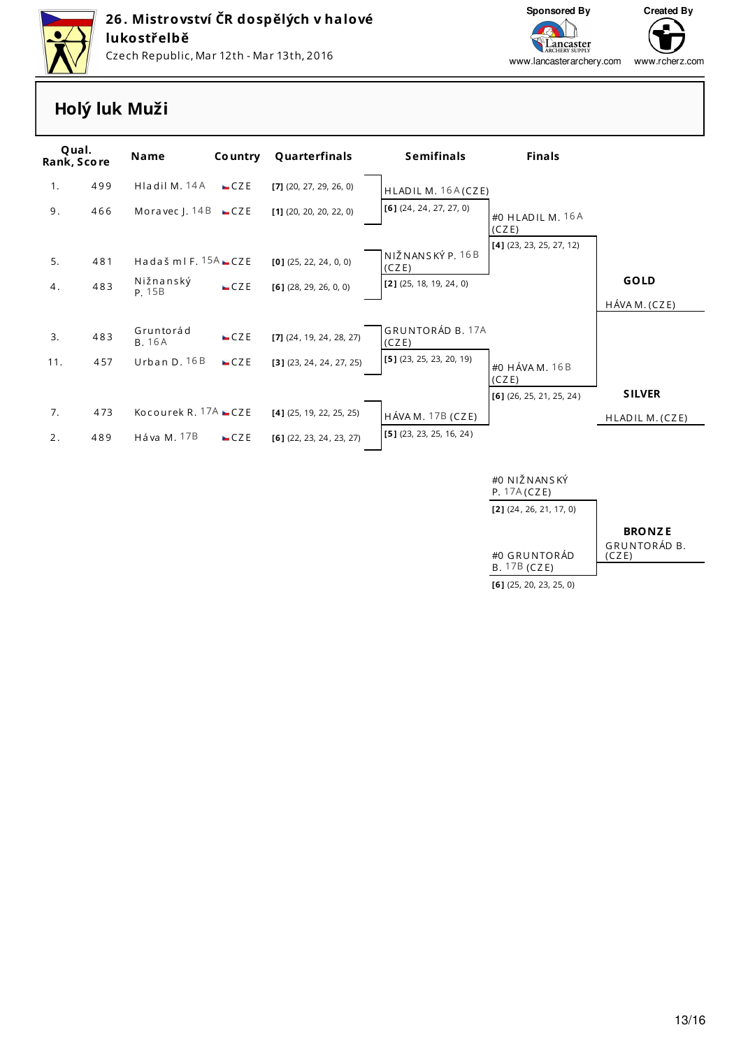## 26. Mistrovství ČR dospělých v halové lukostřelbě

Czech Republic, Mar 12th - Mar 13th, 2016

Sponsored By: www.lancasterarchery.com

Created By: www.rcherz.com

# Holý luk Muži

| Qual. Rank | Score | Name | Country | Quarterfinals |
|---|---|---|---|---|
| 1. | 499 | Hladil M. 14A | CZE | [7] (20, 27, 29, 26, 0) |
| 9. | 466 | Moravec J. 14B | CZE | [1] (20, 20, 20, 22, 0) |
| 5. | 481 | Hadaš ml F. 15A | CZE | [0] (25, 22, 24, 0, 0) |
| 4. | 483 | Nižnanský P. 15B | CZE | [6] (28, 29, 26, 0, 0) |
| 3. | 483 | Gruntorád B. 16A | CZE | [7] (24, 19, 24, 28, 27) |
| 11. | 457 | Urban D. 16B | CZE | [3] (23, 24, 24, 27, 25) |
| 7. | 473 | Kocourek R. 17A | CZE | [4] (25, 19, 22, 25, 25) |
| 2. | 489 | Háva M. 17B | CZE | [6] (22, 23, 24, 23, 27) |

**Semifinals**

| Name | Score |
|---|---|
| HLADIL M. 16A (CZE) | [6] (24, 24, 27, 27, 0) |
| NIŽNANSKÝ P. 16B (CZE) | [2] (25, 18, 19, 24, 0) |
| GRUNTORÁD B. 17A (CZE) | [5] (23, 25, 23, 20, 19) |
| HÁVA M. 17B (CZE) | [5] (23, 23, 25, 16, 24) |

**Finals**

| Name | Score |
|---|---|
| #0 HLADIL M. 16A (CZE) | [4] (23, 23, 25, 27, 12) |
| #0 HÁVA M. 16B (CZE) | [6] (26, 25, 21, 25, 24) |

**Bronze match**

| Name | Score |
|---|---|
| #0 NIŽNANSKÝ P. 17A (CZE) | [2] (24, 26, 21, 17, 0) |
| #0 GRUNTORÁD B. 17B (CZE) | [6] (25, 20, 23, 25, 0) |

**GOLD**: HÁVA M. (CZE)

**SILVER**: HLADIL M. (CZE)

**BRONZE**: GRUNTORÁD B. (CZE)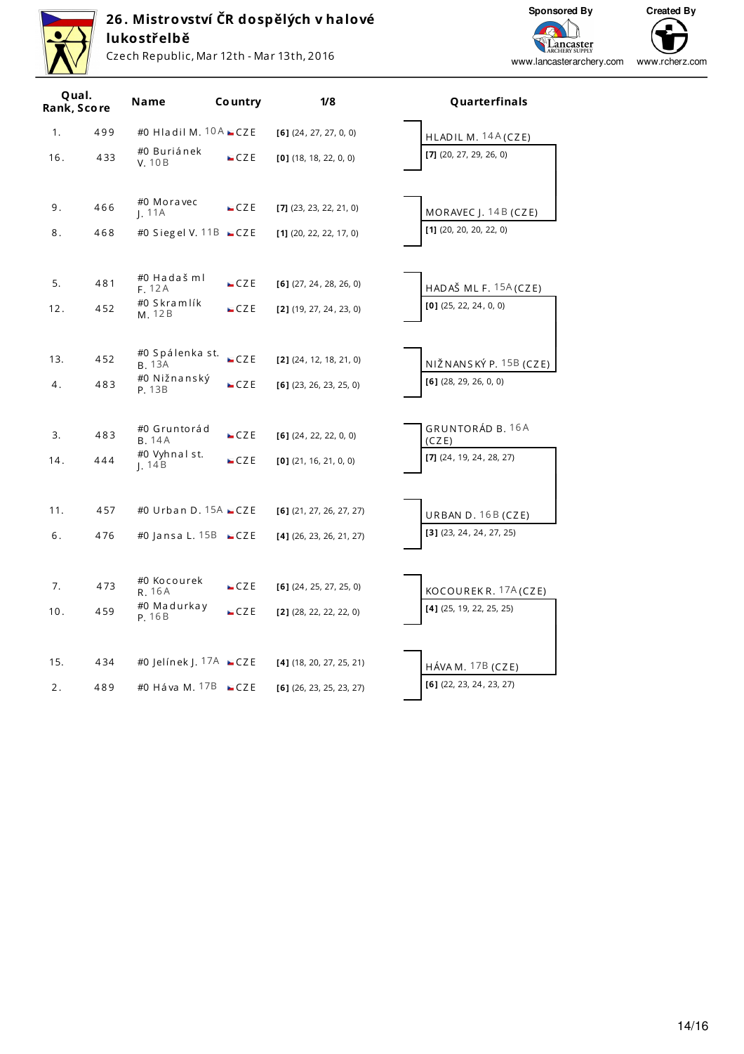# 26. Mistrovství ČR dospělých v halové lukostřelbě

Czech Republic, Mar 12th - Mar 13th, 2016

Sponsored By www.lancasterarchery.com — Created By www.rcherz.com

| Qual. Rank | Score | Name | Country | 1/8 |
|---|---|---|---|---|
| 1. | 499 | #0 Hladil M. 10A | CZE | [6] (24, 27, 27, 0, 0) |
| 16. | 433 | #0 Buriánek V. 10B | CZE | [0] (18, 18, 22, 0, 0) |
| 9. | 466 | #0 Moravec J. 11A | CZE | [7] (23, 23, 22, 21, 0) |
| 8. | 468 | #0 Siegel V. 11B | CZE | [1] (20, 22, 22, 17, 0) |
| 5. | 481 | #0 Hadaš ml F. 12A | CZE | [6] (27, 24, 28, 26, 0) |
| 12. | 452 | #0 Skramlík M. 12B | CZE | [2] (19, 27, 24, 23, 0) |
| 13. | 452 | #0 Spálenka st. B. 13A | CZE | [2] (24, 12, 18, 21, 0) |
| 4. | 483 | #0 Nižnanský P. 13B | CZE | [6] (23, 26, 23, 25, 0) |
| 3. | 483 | #0 Gruntorád B. 14A | CZE | [6] (24, 22, 22, 0, 0) |
| 14. | 444 | #0 Vyhnal st. J. 14B | CZE | [0] (21, 16, 21, 0, 0) |
| 11. | 457 | #0 Urban D. 15A | CZE | [6] (21, 27, 26, 27, 27) |
| 6. | 476 | #0 Jansa L. 15B | CZE | [4] (26, 23, 26, 21, 27) |
| 7. | 473 | #0 Kocourek R. 16A | CZE | [6] (24, 25, 27, 25, 0) |
| 10. | 459 | #0 Madurkay P. 16B | CZE | [2] (28, 22, 22, 22, 0) |
| 15. | 434 | #0 Jelínek J. 17A | CZE | [4] (18, 20, 27, 25, 21) |
| 2. | 489 | #0 Háva M. 17B | CZE | [6] (26, 23, 25, 23, 27) |

## Quarterfinals

| Name | Score |
|---|---|
| HLADIL M. 14A (CZE) | [7] (20, 27, 29, 26, 0) |
| MORAVEC J. 14B (CZE) | [1] (20, 20, 20, 22, 0) |
| HADAŠ ML F. 15A (CZE) | [0] (25, 22, 24, 0, 0) |
| NIŽNANSKÝ P. 15B (CZE) | [6] (28, 29, 26, 0, 0) |
| GRUNTORÁD B. 16A (CZE) | [7] (24, 19, 24, 28, 27) |
| URBAN D. 16B (CZE) | [3] (23, 24, 24, 27, 25) |
| KOCOUREK R. 17A (CZE) | [4] (25, 19, 22, 25, 25) |
| HÁVA M. 17B (CZE) | [6] (22, 23, 24, 23, 27) |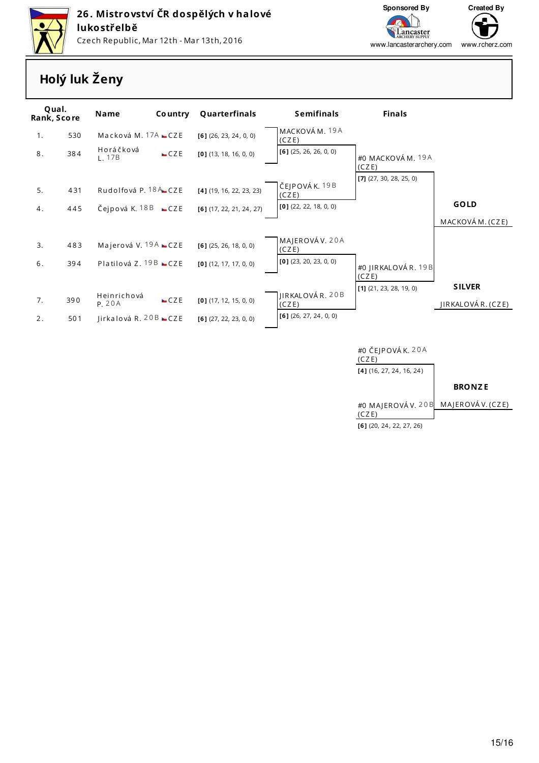# 26. Mistrovství ČR dospělých v halové lukostřelbě

Czech Republic, Mar 12th - Mar 13th, 2016

Sponsored By www.lancasterarchery.com

Created By www.rcherz.com

## Holý luk Ženy

| Qual. Rank | Score | Name | Country | Quarterfinals |
|---|---|---|---|---|
| 1. | 530 | Macková M. 17A | CZE | **[6]** (26, 23, 24, 0, 0) |
| 8. | 384 | Horáčková L. 17B | CZE | **[0]** (13, 18, 16, 0, 0) |
| 5. | 431 | Rudolfová P. 18A | CZE | **[4]** (19, 16, 22, 23, 23) |
| 4. | 445 | Čejpová K. 18B | CZE | **[6]** (17, 22, 21, 24, 27) |
| 3. | 483 | Majerová V. 19A | CZE | **[6]** (25, 26, 18, 0, 0) |
| 6. | 394 | Platilová Z. 19B | CZE | **[0]** (12, 17, 17, 0, 0) |
| 7. | 390 | Heinrichová P. 20A | CZE | **[0]** (17, 12, 15, 0, 0) |
| 2. | 501 | Jirkalová R. 20B | CZE | **[6]** (27, 22, 23, 0, 0) |

### Semifinals

| Name | Score |
|---|---|
| MACKOVÁ M. 19A (CZE) | **[6]** (25, 26, 26, 0, 0) |
| ČEJPOVÁ K. 19B (CZE) | **[0]** (22, 22, 18, 0, 0) |
| MAJEROVÁ V. 20A (CZE) | **[0]** (23, 20, 23, 0, 0) |
| JIRKALOVÁ R. 20B (CZE) | **[6]** (26, 27, 24, 0, 0) |

### Finals

| Name | Score |
|---|---|
| #0 MACKOVÁ M. 19A (CZE) | **[7]** (27, 30, 28, 25, 0) |
| #0 JIRKALOVÁ R. 19B (CZE) | **[1]** (21, 23, 28, 19, 0) |

### Bronze Match

| Name | Score |
|---|---|
| #0 ČEJPOVÁ K. 20A (CZE) | **[4]** (16, 27, 24, 16, 24) |
| #0 MAJEROVÁ V. 20B (CZE) | **[6]** (20, 24, 22, 27, 26) |

**GOLD**: MACKOVÁ M. (CZE)

**SILVER**: JIRKALOVÁ R. (CZE)

**BRONZE**: MAJEROVÁ V. (CZE)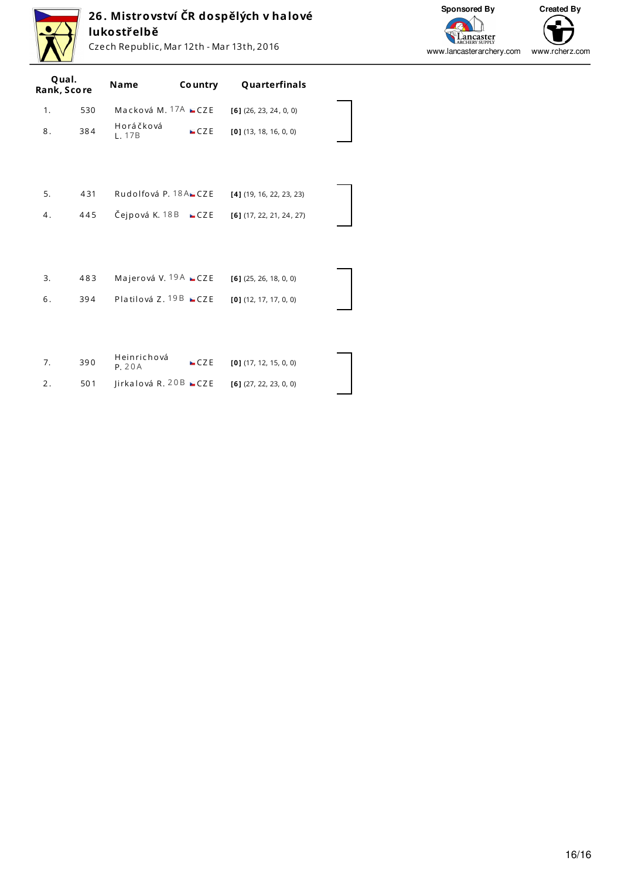# 26. Mistrovství ČR dospělých v halové lukostřelbě

Czech Republic, Mar 12th - Mar 13th, 2016

Sponsored By www.lancasterarchery.com

Created By www.rcherz.com

| Qual. Rank | Score | Name | Country | Quarterfinals |
|---|---|---|---|---|
| 1. | 530 | Macková M. 17A | CZE | [6] (26, 23, 24, 0, 0) |
| 8. | 384 | Horáčková L. 17B | CZE | [0] (13, 18, 16, 0, 0) |
| 5. | 431 | Rudolfová P. 18A | CZE | [4] (19, 16, 22, 23, 23) |
| 4. | 445 | Čejpová K. 18B | CZE | [6] (17, 22, 21, 24, 27) |
| 3. | 483 | Majerová V. 19A | CZE | [6] (25, 26, 18, 0, 0) |
| 6. | 394 | Platilová Z. 19B | CZE | [0] (12, 17, 17, 0, 0) |
| 7. | 390 | Heinrichová P. 20A | CZE | [0] (17, 12, 15, 0, 0) |
| 2. | 501 | Jirkalová R. 20B | CZE | [6] (27, 22, 23, 0, 0) |